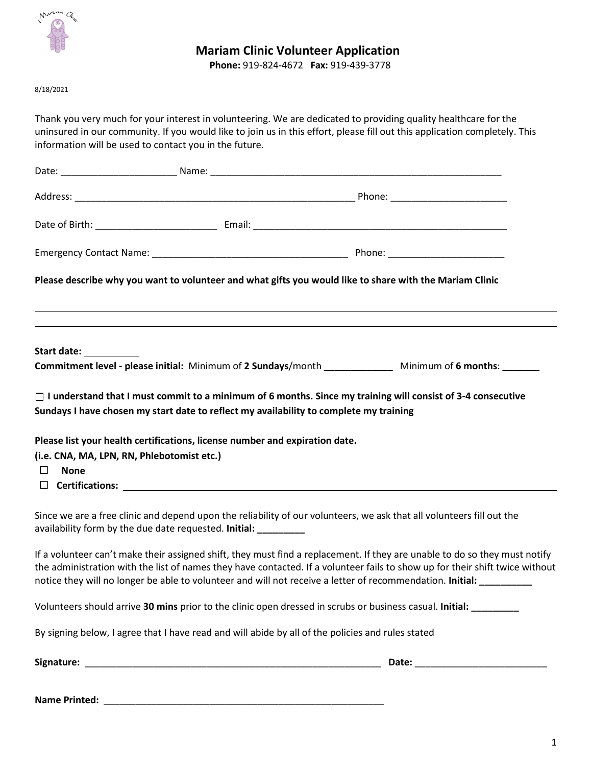# Mariam Clinic Volunteer Application

**Phone:** 919-824-4672 **Fax:** 919-439-3778

8/18/2021

Thank you very much for your interest in volunteering. We are dedicated to providing quality healthcare for the uninsured in our community. If you would like to join us in this effort, please fill out this application completely. This information will be used to contact you in the future.

Date: ______________________ Name: ________________________________________________________

Address: ______________________________________________________ Phone: ______________________

Date of Birth: _______________________ Email: ________________________________________________

Emergency Contact Name: _____________________________________ Phone: ______________________

**Please describe why you want to volunteer and what gifts you would like to share with the Mariam Clinic**

______________________________________________________________________________________

______________________________________________________________________________________

**Start date:** __________

**Commitment level - please initial:** Minimum of **2 Sundays**/month _____________ Minimum of **6 months**: _______

☐ **I understand that I must commit to a minimum of 6 months. Since my training will consist of 3-4 consecutive Sundays I have chosen my start date to reflect my availability to complete my training**

**Please list your health certifications, license number and expiration date.**
**(i.e. CNA, MA, LPN, RN, Phlebotomist etc.)**

- ☐ **None**
- ☐ **Certifications:** ________________________________________________________________

Since we are a free clinic and depend upon the reliability of our volunteers, we ask that all volunteers fill out the availability form by the due date requested. **Initial: _________**

If a volunteer can't make their assigned shift, they must find a replacement. If they are unable to do so they must notify the administration with the list of names they have contacted. If a volunteer fails to show up for their shift twice without notice they will no longer be able to volunteer and will not receive a letter of recommendation. **Initial: __________**

Volunteers should arrive **30 mins** prior to the clinic open dressed in scrubs or business casual. **Initial: _________**

By signing below, I agree that I have read and will abide by all of the policies and rules stated

**Signature:** ___________________________________________________________ **Date:** _________________________

**Name Printed:** ______________________________________________________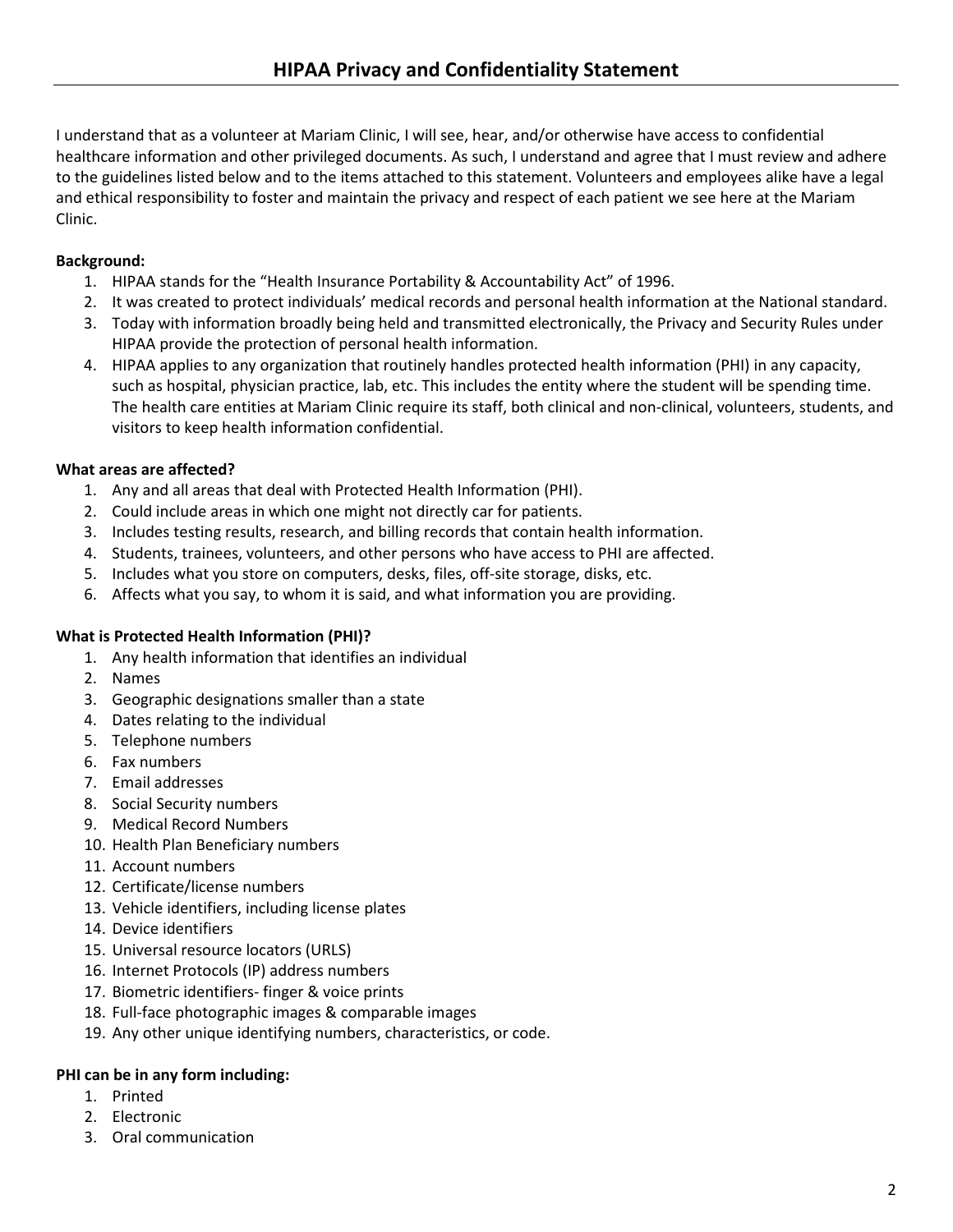# HIPAA Privacy and Confidentiality Statement

I understand that as a volunteer at Mariam Clinic, I will see, hear, and/or otherwise have access to confidential healthcare information and other privileged documents. As such, I understand and agree that I must review and adhere to the guidelines listed below and to the items attached to this statement. Volunteers and employees alike have a legal and ethical responsibility to foster and maintain the privacy and respect of each patient we see here at the Mariam Clinic.

**Background:**

1. HIPAA stands for the "Health Insurance Portability & Accountability Act" of 1996.
2. It was created to protect individuals' medical records and personal health information at the National standard.
3. Today with information broadly being held and transmitted electronically, the Privacy and Security Rules under HIPAA provide the protection of personal health information.
4. HIPAA applies to any organization that routinely handles protected health information (PHI) in any capacity, such as hospital, physician practice, lab, etc. This includes the entity where the student will be spending time. The health care entities at Mariam Clinic require its staff, both clinical and non-clinical, volunteers, students, and visitors to keep health information confidential.

**What areas are affected?**

1. Any and all areas that deal with Protected Health Information (PHI).
2. Could include areas in which one might not directly car for patients.
3. Includes testing results, research, and billing records that contain health information.
4. Students, trainees, volunteers, and other persons who have access to PHI are affected.
5. Includes what you store on computers, desks, files, off-site storage, disks, etc.
6. Affects what you say, to whom it is said, and what information you are providing.

**What is Protected Health Information (PHI)?**

1. Any health information that identifies an individual
2. Names
3. Geographic designations smaller than a state
4. Dates relating to the individual
5. Telephone numbers
6. Fax numbers
7. Email addresses
8. Social Security numbers
9. Medical Record Numbers
10. Health Plan Beneficiary numbers
11. Account numbers
12. Certificate/license numbers
13. Vehicle identifiers, including license plates
14. Device identifiers
15. Universal resource locators (URLS)
16. Internet Protocols (IP) address numbers
17. Biometric identifiers- finger & voice prints
18. Full-face photographic images & comparable images
19. Any other unique identifying numbers, characteristics, or code.

**PHI can be in any form including:**

1. Printed
2. Electronic
3. Oral communication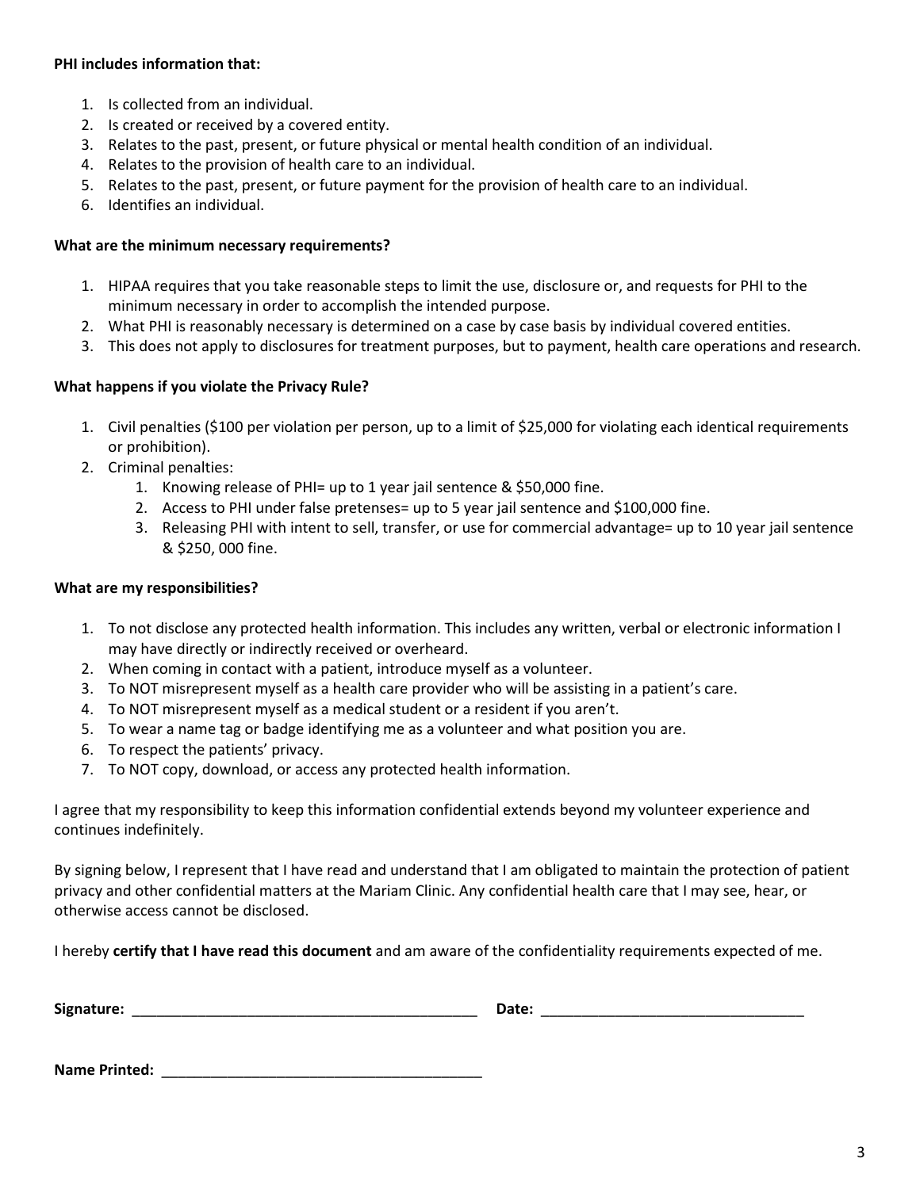**PHI includes information that:**

1. Is collected from an individual.
2. Is created or received by a covered entity.
3. Relates to the past, present, or future physical or mental health condition of an individual.
4. Relates to the provision of health care to an individual.
5. Relates to the past, present, or future payment for the provision of health care to an individual.
6. Identifies an individual.

**What are the minimum necessary requirements?**

1. HIPAA requires that you take reasonable steps to limit the use, disclosure or, and requests for PHI to the minimum necessary in order to accomplish the intended purpose.
2. What PHI is reasonably necessary is determined on a case by case basis by individual covered entities.
3. This does not apply to disclosures for treatment purposes, but to payment, health care operations and research.

**What happens if you violate the Privacy Rule?**

1. Civil penalties ($100 per violation per person, up to a limit of $25,000 for violating each identical requirements or prohibition).
2. Criminal penalties:
   1. Knowing release of PHI= up to 1 year jail sentence & $50,000 fine.
   2. Access to PHI under false pretenses= up to 5 year jail sentence and $100,000 fine.
   3. Releasing PHI with intent to sell, transfer, or use for commercial advantage= up to 10 year jail sentence & $250, 000 fine.

**What are my responsibilities?**

1. To not disclose any protected health information. This includes any written, verbal or electronic information I may have directly or indirectly received or overheard.
2. When coming in contact with a patient, introduce myself as a volunteer.
3. To NOT misrepresent myself as a health care provider who will be assisting in a patient's care.
4. To NOT misrepresent myself as a medical student or a resident if you aren't.
5. To wear a name tag or badge identifying me as a volunteer and what position you are.
6. To respect the patients' privacy.
7. To NOT copy, download, or access any protected health information.

I agree that my responsibility to keep this information confidential extends beyond my volunteer experience and continues indefinitely.

By signing below, I represent that I have read and understand that I am obligated to maintain the protection of patient privacy and other confidential matters at the Mariam Clinic. Any confidential health care that I may see, hear, or otherwise access cannot be disclosed.

I hereby **certify that I have read this document** and am aware of the confidentiality requirements expected of me.

**Signature:** ___________________________________________ **Date:** ________________________________

**Name Printed:** ________________________________________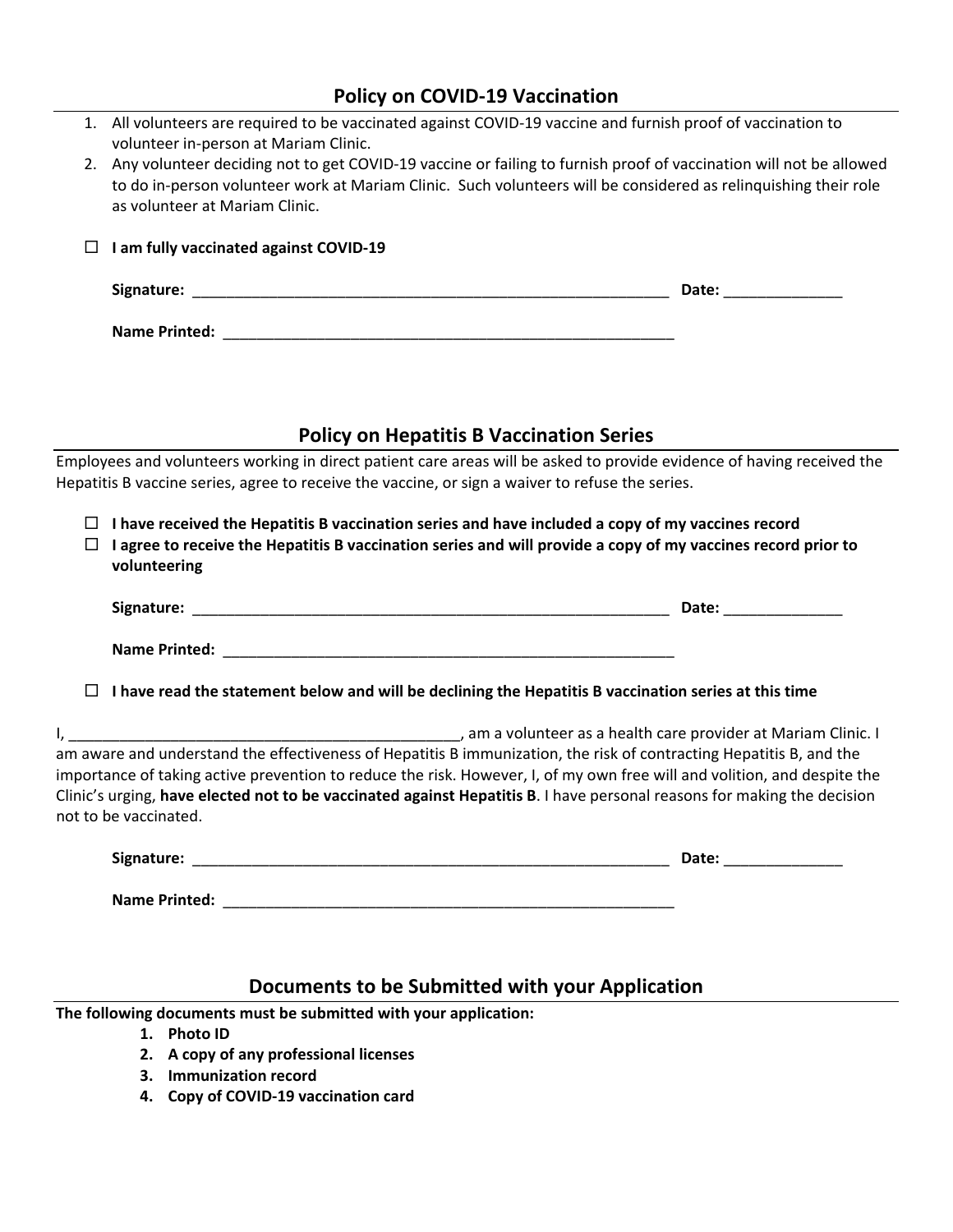## Policy on COVID-19 Vaccination

1. All volunteers are required to be vaccinated against COVID-19 vaccine and furnish proof of vaccination to volunteer in-person at Mariam Clinic.
2. Any volunteer deciding not to get COVID-19 vaccine or failing to furnish proof of vaccination will not be allowed to do in-person volunteer work at Mariam Clinic. Such volunteers will be considered as relinquishing their role as volunteer at Mariam Clinic.

☐ **I am fully vaccinated against COVID-19**

**Signature:** ____________________________________________________________ **Date:** ______________

**Name Printed:** _________________________________________________________

## Policy on Hepatitis B Vaccination Series

Employees and volunteers working in direct patient care areas will be asked to provide evidence of having received the Hepatitis B vaccine series, agree to receive the vaccine, or sign a waiver to refuse the series.

☐ **I have received the Hepatitis B vaccination series and have included a copy of my vaccines record**

☐ **I agree to receive the Hepatitis B vaccination series and will provide a copy of my vaccines record prior to volunteering**

**Signature:** ____________________________________________________________ **Date:** ______________

**Name Printed:** _________________________________________________________

☐ **I have read the statement below and will be declining the Hepatitis B vaccination series at this time**

I, ________________________________________________, am a volunteer as a health care provider at Mariam Clinic. I am aware and understand the effectiveness of Hepatitis B immunization, the risk of contracting Hepatitis B, and the importance of taking active prevention to reduce the risk. However, I, of my own free will and volition, and despite the Clinic's urging, **have elected not to be vaccinated against Hepatitis B**. I have personal reasons for making the decision not to be vaccinated.

**Signature:** ____________________________________________________________ **Date:** ______________

**Name Printed:** _________________________________________________________

## Documents to be Submitted with your Application

**The following documents must be submitted with your application:**

1. **Photo ID**
2. **A copy of any professional licenses**
3. **Immunization record**
4. **Copy of COVID-19 vaccination card**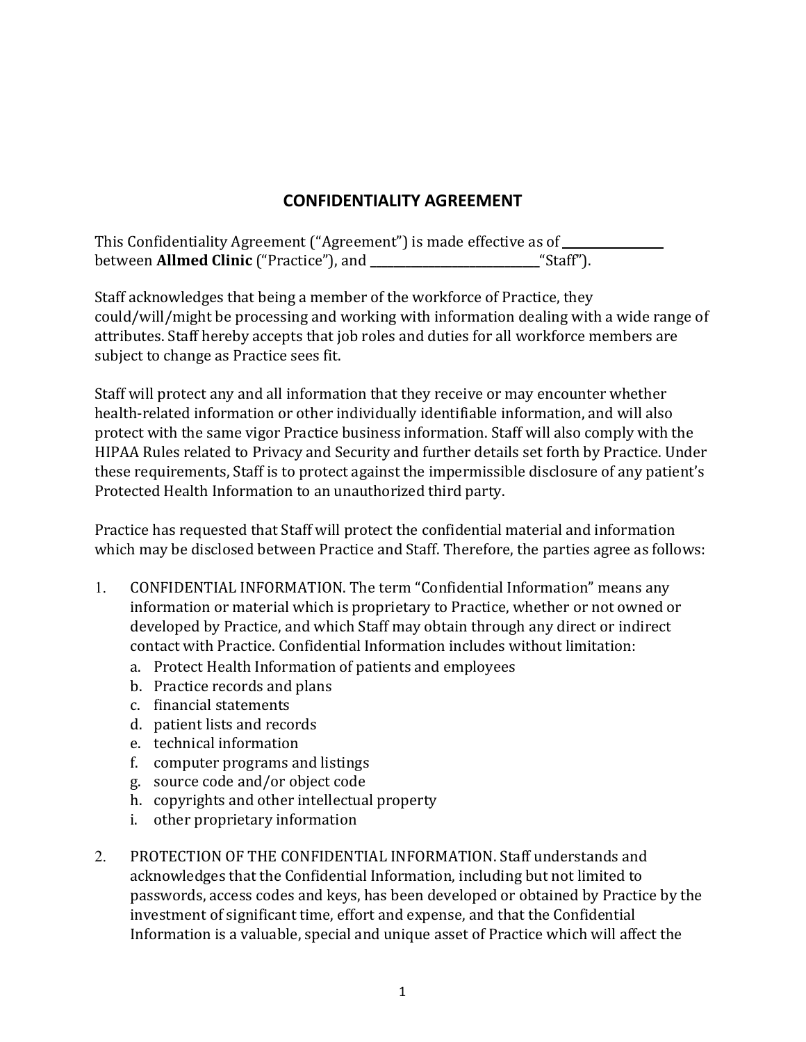## CONFIDENTIALITY AGREEMENT

This Confidentiality Agreement ("Agreement") is made effective as of ________________ between **Allmed Clinic** ("Practice"), and ____________________________"Staff").

Staff acknowledges that being a member of the workforce of Practice, they could/will/might be processing and working with information dealing with a wide range of attributes. Staff hereby accepts that job roles and duties for all workforce members are subject to change as Practice sees fit.

Staff will protect any and all information that they receive or may encounter whether health-related information or other individually identifiable information, and will also protect with the same vigor Practice business information. Staff will also comply with the HIPAA Rules related to Privacy and Security and further details set forth by Practice. Under these requirements, Staff is to protect against the impermissible disclosure of any patient's Protected Health Information to an unauthorized third party.

Practice has requested that Staff will protect the confidential material and information which may be disclosed between Practice and Staff. Therefore, the parties agree as follows:

1. CONFIDENTIAL INFORMATION. The term "Confidential Information" means any information or material which is proprietary to Practice, whether or not owned or developed by Practice, and which Staff may obtain through any direct or indirect contact with Practice. Confidential Information includes without limitation:
   a. Protect Health Information of patients and employees
   b. Practice records and plans
   c. financial statements
   d. patient lists and records
   e. technical information
   f. computer programs and listings
   g. source code and/or object code
   h. copyrights and other intellectual property
   i. other proprietary information

2. PROTECTION OF THE CONFIDENTIAL INFORMATION. Staff understands and acknowledges that the Confidential Information, including but not limited to passwords, access codes and keys, has been developed or obtained by Practice by the investment of significant time, effort and expense, and that the Confidential Information is a valuable, special and unique asset of Practice which will affect the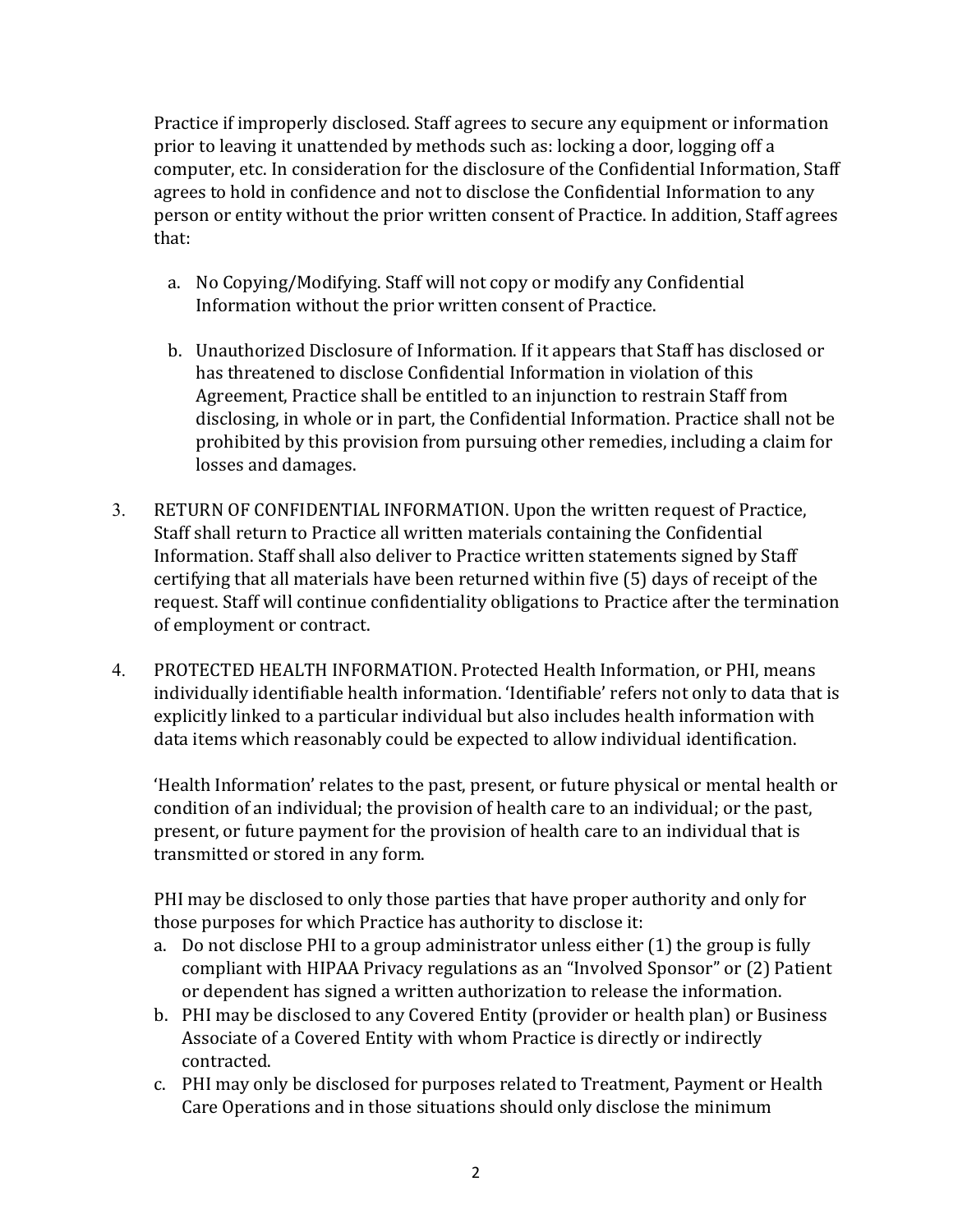Practice if improperly disclosed. Staff agrees to secure any equipment or information prior to leaving it unattended by methods such as: locking a door, logging off a computer, etc. In consideration for the disclosure of the Confidential Information, Staff agrees to hold in confidence and not to disclose the Confidential Information to any person or entity without the prior written consent of Practice. In addition, Staff agrees that:

a. No Copying/Modifying. Staff will not copy or modify any Confidential Information without the prior written consent of Practice.

b. Unauthorized Disclosure of Information. If it appears that Staff has disclosed or has threatened to disclose Confidential Information in violation of this Agreement, Practice shall be entitled to an injunction to restrain Staff from disclosing, in whole or in part, the Confidential Information. Practice shall not be prohibited by this provision from pursuing other remedies, including a claim for losses and damages.

3. RETURN OF CONFIDENTIAL INFORMATION. Upon the written request of Practice, Staff shall return to Practice all written materials containing the Confidential Information. Staff shall also deliver to Practice written statements signed by Staff certifying that all materials have been returned within five (5) days of receipt of the request. Staff will continue confidentiality obligations to Practice after the termination of employment or contract.

4. PROTECTED HEALTH INFORMATION. Protected Health Information, or PHI, means individually identifiable health information. 'Identifiable' refers not only to data that is explicitly linked to a particular individual but also includes health information with data items which reasonably could be expected to allow individual identification.

   'Health Information' relates to the past, present, or future physical or mental health or condition of an individual; the provision of health care to an individual; or the past, present, or future payment for the provision of health care to an individual that is transmitted or stored in any form.

   PHI may be disclosed to only those parties that have proper authority and only for those purposes for which Practice has authority to disclose it:

   a. Do not disclose PHI to a group administrator unless either (1) the group is fully compliant with HIPAA Privacy regulations as an "Involved Sponsor" or (2) Patient or dependent has signed a written authorization to release the information.
   b. PHI may be disclosed to any Covered Entity (provider or health plan) or Business Associate of a Covered Entity with whom Practice is directly or indirectly contracted.
   c. PHI may only be disclosed for purposes related to Treatment, Payment or Health Care Operations and in those situations should only disclose the minimum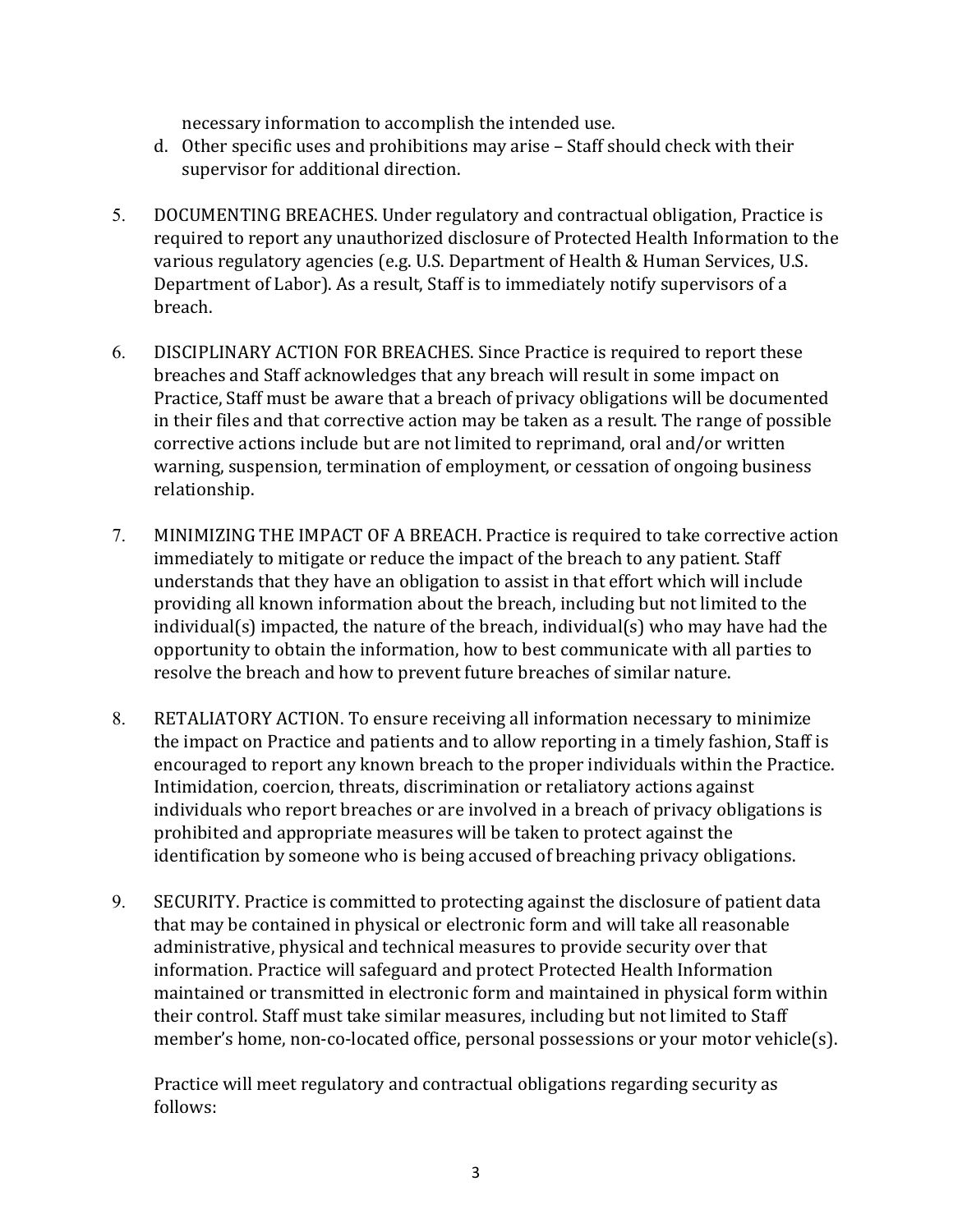necessary information to accomplish the intended use.

d. Other specific uses and prohibitions may arise – Staff should check with their supervisor for additional direction.

5. DOCUMENTING BREACHES. Under regulatory and contractual obligation, Practice is required to report any unauthorized disclosure of Protected Health Information to the various regulatory agencies (e.g. U.S. Department of Health & Human Services, U.S. Department of Labor). As a result, Staff is to immediately notify supervisors of a breach.

6. DISCIPLINARY ACTION FOR BREACHES. Since Practice is required to report these breaches and Staff acknowledges that any breach will result in some impact on Practice, Staff must be aware that a breach of privacy obligations will be documented in their files and that corrective action may be taken as a result. The range of possible corrective actions include but are not limited to reprimand, oral and/or written warning, suspension, termination of employment, or cessation of ongoing business relationship.

7. MINIMIZING THE IMPACT OF A BREACH. Practice is required to take corrective action immediately to mitigate or reduce the impact of the breach to any patient. Staff understands that they have an obligation to assist in that effort which will include providing all known information about the breach, including but not limited to the individual(s) impacted, the nature of the breach, individual(s) who may have had the opportunity to obtain the information, how to best communicate with all parties to resolve the breach and how to prevent future breaches of similar nature.

8. RETALIATORY ACTION. To ensure receiving all information necessary to minimize the impact on Practice and patients and to allow reporting in a timely fashion, Staff is encouraged to report any known breach to the proper individuals within the Practice. Intimidation, coercion, threats, discrimination or retaliatory actions against individuals who report breaches or are involved in a breach of privacy obligations is prohibited and appropriate measures will be taken to protect against the identification by someone who is being accused of breaching privacy obligations.

9. SECURITY. Practice is committed to protecting against the disclosure of patient data that may be contained in physical or electronic form and will take all reasonable administrative, physical and technical measures to provide security over that information. Practice will safeguard and protect Protected Health Information maintained or transmitted in electronic form and maintained in physical form within their control. Staff must take similar measures, including but not limited to Staff member's home, non-co-located office, personal possessions or your motor vehicle(s).

   Practice will meet regulatory and contractual obligations regarding security as follows: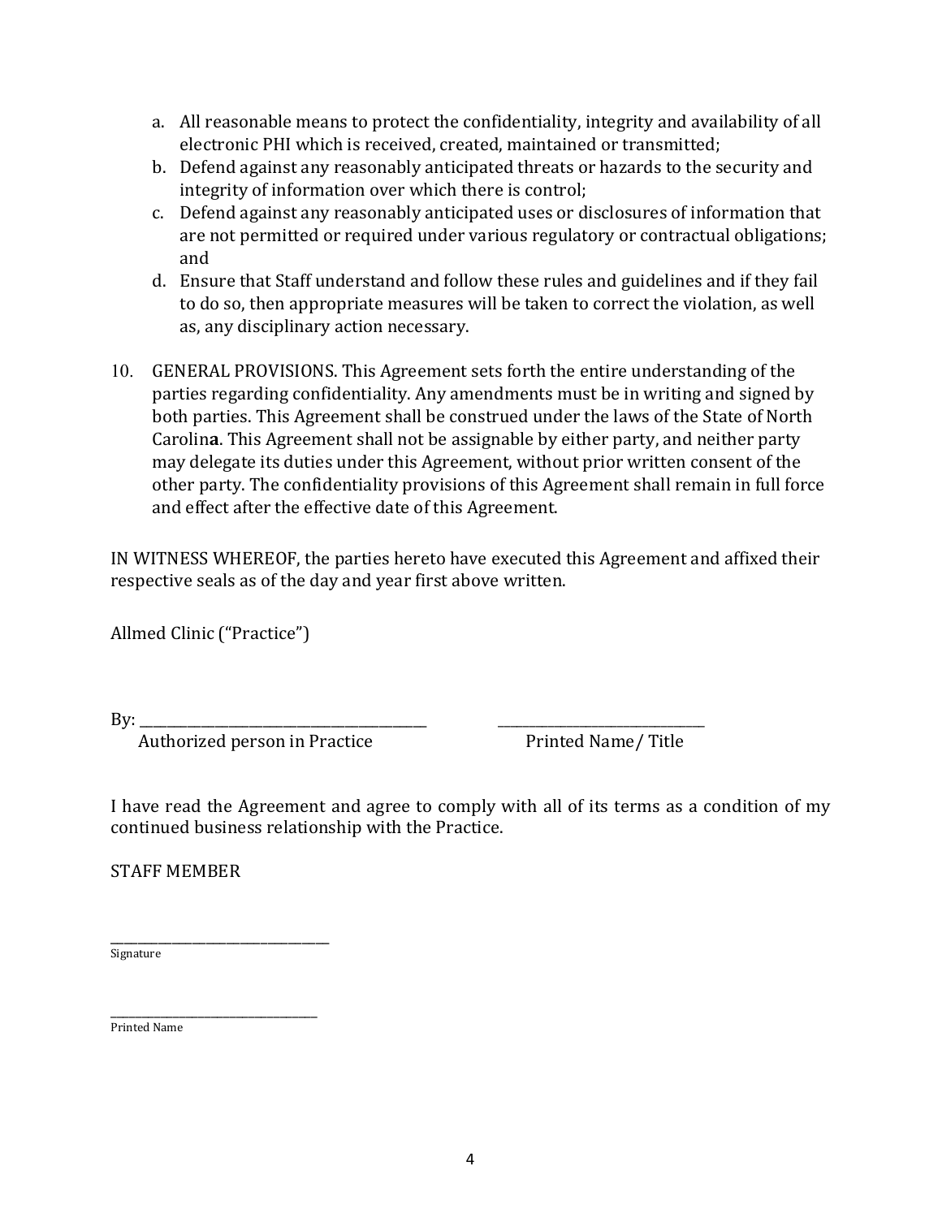a. All reasonable means to protect the confidentiality, integrity and availability of all electronic PHI which is received, created, maintained or transmitted;
b. Defend against any reasonably anticipated threats or hazards to the security and integrity of information over which there is control;
c. Defend against any reasonably anticipated uses or disclosures of information that are not permitted or required under various regulatory or contractual obligations; and
d. Ensure that Staff understand and follow these rules and guidelines and if they fail to do so, then appropriate measures will be taken to correct the violation, as well as, any disciplinary action necessary.

10. GENERAL PROVISIONS. This Agreement sets forth the entire understanding of the parties regarding confidentiality. Any amendments must be in writing and signed by both parties. This Agreement shall be construed under the laws of the State of North Carolin**a**. This Agreement shall not be assignable by either party, and neither party may delegate its duties under this Agreement, without prior written consent of the other party. The confidentiality provisions of this Agreement shall remain in full force and effect after the effective date of this Agreement.

IN WITNESS WHEREOF, the parties hereto have executed this Agreement and affixed their respective seals as of the day and year first above written.

Allmed Clinic ("Practice")

By: ________________________________________ ______________________________
Authorized person in Practice Printed Name/ Title

I have read the Agreement and agree to comply with all of its terms as a condition of my continued business relationship with the Practice.

STAFF MEMBER

______________________________
Signature

______________________________
Printed Name